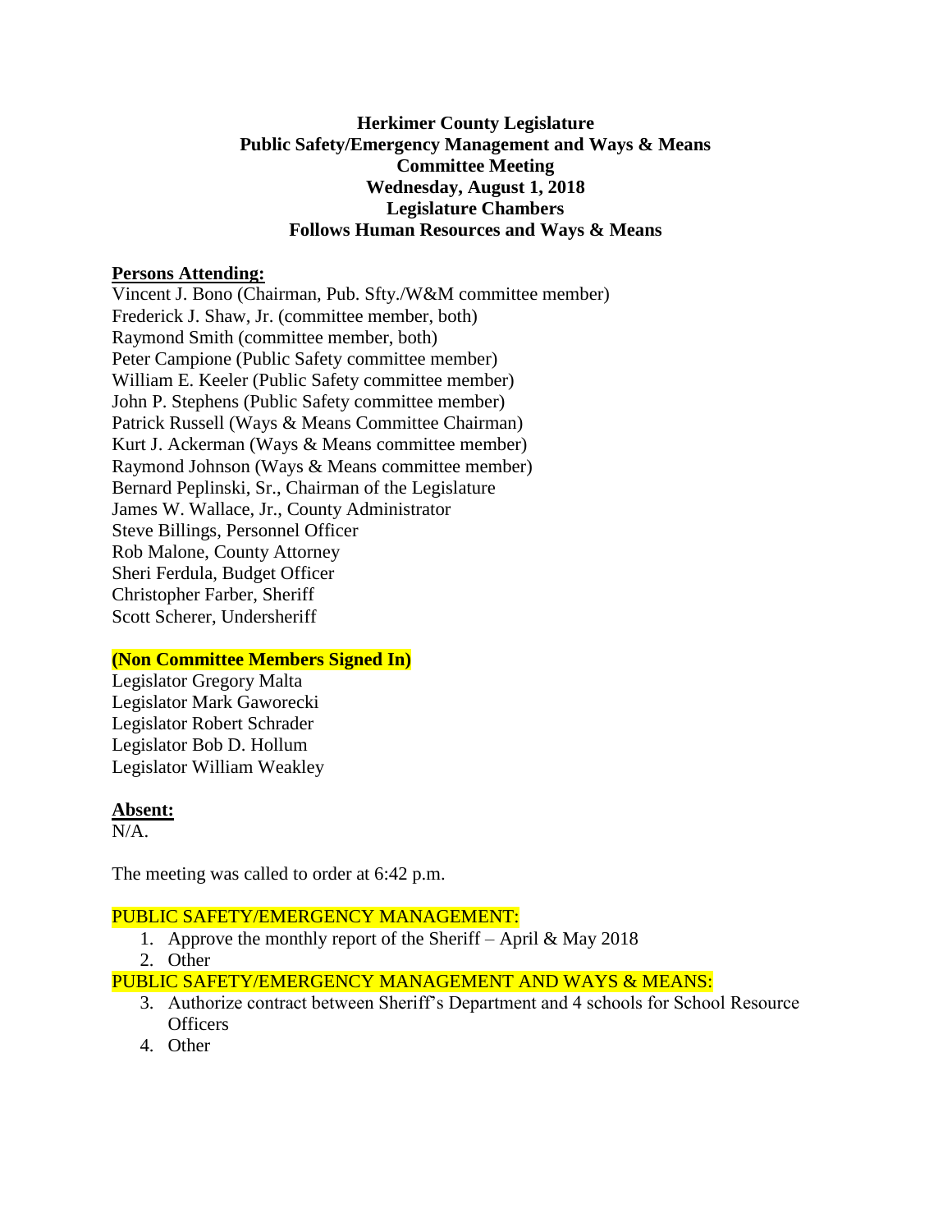**Herkimer County Legislature**
**Public Safety/Emergency Management and Ways & Means**
**Committee Meeting**
**Wednesday, August 1, 2018**
**Legislature Chambers**
**Follows Human Resources and Ways & Means**

**Persons Attending:**

Vincent J. Bono (Chairman, Pub. Sfty./W&M committee member)
Frederick J. Shaw, Jr. (committee member, both)
Raymond Smith (committee member, both)
Peter Campione (Public Safety committee member)
William E. Keeler (Public Safety committee member)
John P. Stephens (Public Safety committee member)
Patrick Russell (Ways & Means Committee Chairman)
Kurt J. Ackerman (Ways & Means committee member)
Raymond Johnson (Ways & Means committee member)
Bernard Peplinski, Sr., Chairman of the Legislature
James W. Wallace, Jr., County Administrator
Steve Billings, Personnel Officer
Rob Malone, County Attorney
Sheri Ferdula, Budget Officer
Christopher Farber, Sheriff
Scott Scherer, Undersheriff

**(Non Committee Members Signed In)**

Legislator Gregory Malta
Legislator Mark Gaworecki
Legislator Robert Schrader
Legislator Bob D. Hollum
Legislator William Weakley

**Absent:**

N/A.

The meeting was called to order at 6:42 p.m.

PUBLIC SAFETY/EMERGENCY MANAGEMENT:

1. Approve the monthly report of the Sheriff – April & May 2018
2. Other

PUBLIC SAFETY/EMERGENCY MANAGEMENT AND WAYS & MEANS:

3. Authorize contract between Sheriff's Department and 4 schools for School Resource Officers
4. Other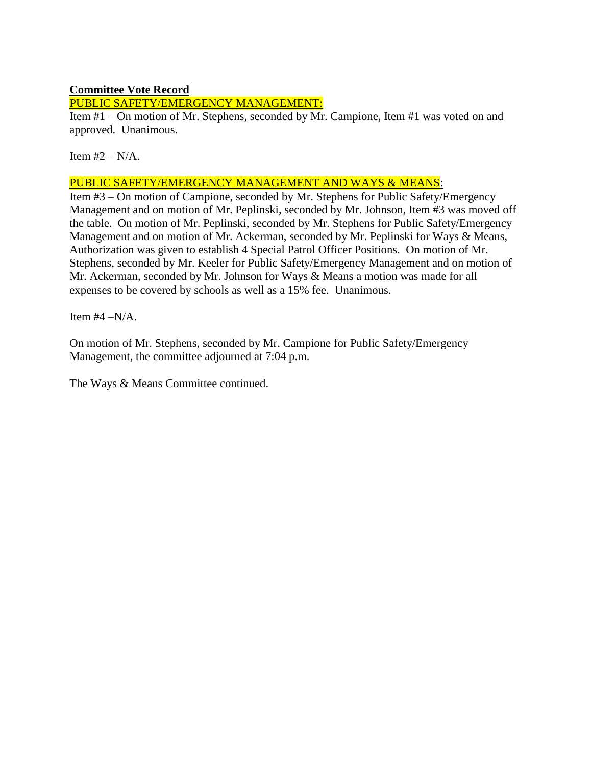**Committee Vote Record**

PUBLIC SAFETY/EMERGENCY MANAGEMENT:

Item #1 – On motion of Mr. Stephens, seconded by Mr. Campione, Item #1 was voted on and approved. Unanimous.

Item #2 – N/A.

PUBLIC SAFETY/EMERGENCY MANAGEMENT AND WAYS & MEANS:

Item #3 – On motion of Campione, seconded by Mr. Stephens for Public Safety/Emergency Management and on motion of Mr. Peplinski, seconded by Mr. Johnson, Item #3 was moved off the table. On motion of Mr. Peplinski, seconded by Mr. Stephens for Public Safety/Emergency Management and on motion of Mr. Ackerman, seconded by Mr. Peplinski for Ways & Means, Authorization was given to establish 4 Special Patrol Officer Positions. On motion of Mr. Stephens, seconded by Mr. Keeler for Public Safety/Emergency Management and on motion of Mr. Ackerman, seconded by Mr. Johnson for Ways & Means a motion was made for all expenses to be covered by schools as well as a 15% fee. Unanimous.

Item #4 –N/A.

On motion of Mr. Stephens, seconded by Mr. Campione for Public Safety/Emergency Management, the committee adjourned at 7:04 p.m.

The Ways & Means Committee continued.